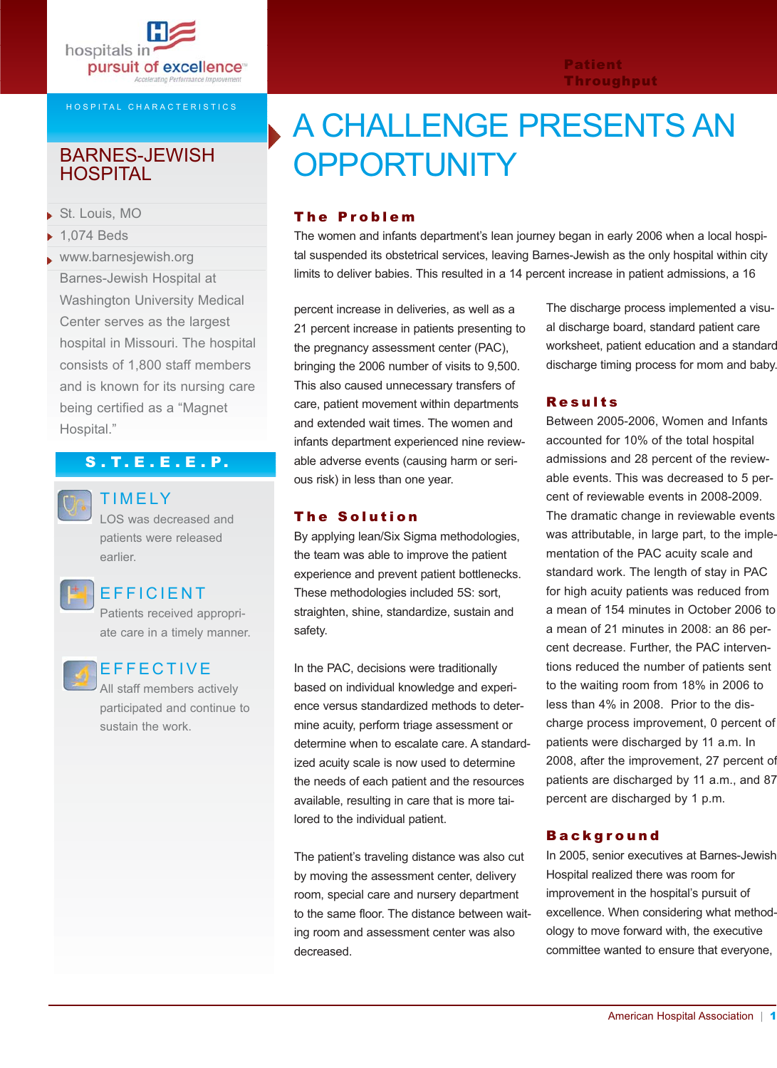hospitals in pursuit of excellence
Accelerating Performance Improvement

Patient Throughput

HOSPITAL CHARACTERISTICS

## BARNES-JEWISH HOSPITAL

- St. Louis, MO
- 1,074 Beds
- www.barnesjewish.org

Barnes-Jewish Hospital at Washington University Medical Center serves as the largest hospital in Missouri. The hospital consists of 1,800 staff members and is known for its nursing care being certified as a "Magnet Hospital."

### S.T.E.E.E.P.

**TIMELY**
LOS was decreased and patients were released earlier.

**EFFICIENT**
Patients received appropriate care in a timely manner.

**EFFECTIVE**
All staff members actively participated and continue to sustain the work.

# A CHALLENGE PRESENTS AN OPPORTUNITY

## The Problem

The women and infants department's lean journey began in early 2006 when a local hospital suspended its obstetrical services, leaving Barnes-Jewish as the only hospital within city limits to deliver babies. This resulted in a 14 percent increase in patient admissions, a 16 percent increase in deliveries, as well as a 21 percent increase in patients presenting to the pregnancy assessment center (PAC), bringing the 2006 number of visits to 9,500. This also caused unnecessary transfers of care, patient movement within departments and extended wait times. The women and infants department experienced nine reviewable adverse events (causing harm or serious risk) in less than one year.

## The Solution

By applying lean/Six Sigma methodologies, the team was able to improve the patient experience and prevent patient bottlenecks. These methodologies included 5S: sort, straighten, shine, standardize, sustain and safety.

In the PAC, decisions were traditionally based on individual knowledge and experience versus standardized methods to determine acuity, perform triage assessment or determine when to escalate care. A standardized acuity scale is now used to determine the needs of each patient and the resources available, resulting in care that is more tailored to the individual patient.

The patient's traveling distance was also cut by moving the assessment center, delivery room, special care and nursery department to the same floor. The distance between waiting room and assessment center was also decreased.

The discharge process implemented a visual discharge board, standard patient care worksheet, patient education and a standard discharge timing process for mom and baby.

## Results

Between 2005-2006, Women and Infants accounted for 10% of the total hospital admissions and 28 percent of the reviewable events. This was decreased to 5 percent of reviewable events in 2008-2009. The dramatic change in reviewable events was attributable, in large part, to the implementation of the PAC acuity scale and standard work. The length of stay in PAC for high acuity patients was reduced from a mean of 154 minutes in October 2006 to a mean of 21 minutes in 2008: an 86 percent decrease. Further, the PAC interventions reduced the number of patients sent to the waiting room from 18% in 2006 to less than 4% in 2008. Prior to the discharge process improvement, 0 percent of patients were discharged by 11 a.m. In 2008, after the improvement, 27 percent of patients are discharged by 11 a.m., and 87 percent are discharged by 1 p.m.

## Background

In 2005, senior executives at Barnes-Jewish Hospital realized there was room for improvement in the hospital's pursuit of excellence. When considering what methodology to move forward with, the executive committee wanted to ensure that everyone,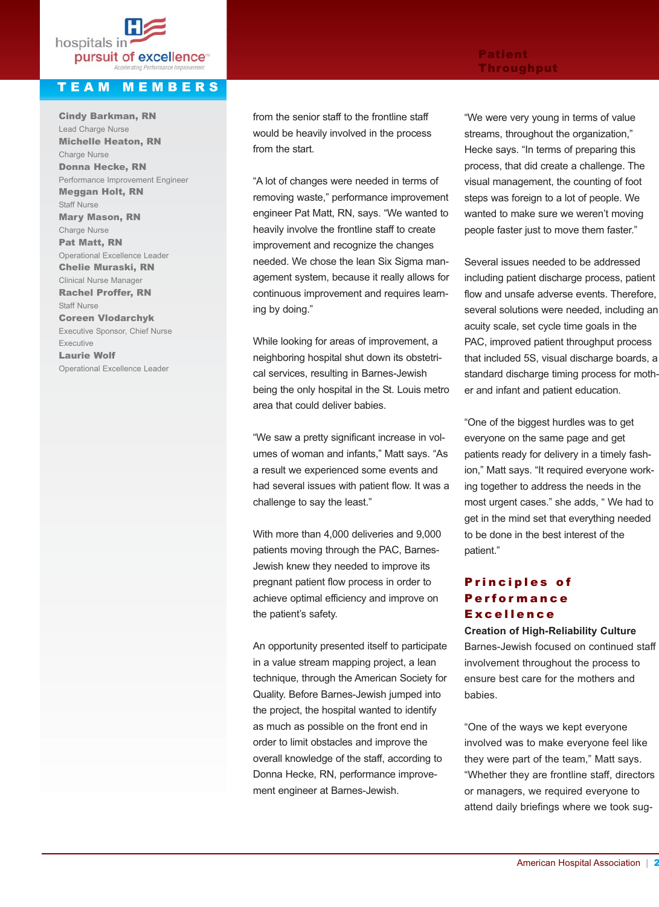## TEAM MEMBERS

**Cindy Barkman, RN**
Lead Charge Nurse

**Michelle Heaton, RN**
Charge Nurse

**Donna Hecke, RN**
Performance Improvement Engineer

**Meggan Holt, RN**
Staff Nurse

**Mary Mason, RN**
Charge Nurse

**Pat Matt, RN**
Operational Excellence Leader

**Chelie Muraski, RN**
Clinical Nurse Manager

**Rachel Proffer, RN**
Staff Nurse

**Coreen Vlodarchyk**
Executive Sponsor, Chief Nurse Executive

**Laurie Wolf**
Operational Excellence Leader

from the senior staff to the frontline staff would be heavily involved in the process from the start.

"A lot of changes were needed in terms of removing waste," performance improvement engineer Pat Matt, RN, says. "We wanted to heavily involve the frontline staff to create improvement and recognize the changes needed. We chose the lean Six Sigma management system, because it really allows for continuous improvement and requires learning by doing."

While looking for areas of improvement, a neighboring hospital shut down its obstetrical services, resulting in Barnes-Jewish being the only hospital in the St. Louis metro area that could deliver babies.

"We saw a pretty significant increase in volumes of woman and infants," Matt says. "As a result we experienced some events and had several issues with patient flow. It was a challenge to say the least."

With more than 4,000 deliveries and 9,000 patients moving through the PAC, Barnes-Jewish knew they needed to improve its pregnant patient flow process in order to achieve optimal efficiency and improve on the patient's safety.

An opportunity presented itself to participate in a value stream mapping project, a lean technique, through the American Society for Quality. Before Barnes-Jewish jumped into the project, the hospital wanted to identify as much as possible on the front end in order to limit obstacles and improve the overall knowledge of the staff, according to Donna Hecke, RN, performance improvement engineer at Barnes-Jewish.

"We were very young in terms of value streams, throughout the organization," Hecke says. "In terms of preparing this process, that did create a challenge. The visual management, the counting of foot steps was foreign to a lot of people. We wanted to make sure we weren't moving people faster just to move them faster."

Several issues needed to be addressed including patient discharge process, patient flow and unsafe adverse events. Therefore, several solutions were needed, including an acuity scale, set cycle time goals in the PAC, improved patient throughput process that included 5S, visual discharge boards, a standard discharge timing process for mother and infant and patient education.

"One of the biggest hurdles was to get everyone on the same page and get patients ready for delivery in a timely fashion," Matt says. "It required everyone working together to address the needs in the most urgent cases." she adds, " We had to get in the mind set that everything needed to be done in the best interest of the patient."

## Principles of Performance Excellence

### Creation of High-Reliability Culture

Barnes-Jewish focused on continued staff involvement throughout the process to ensure best care for the mothers and babies.

"One of the ways we kept everyone involved was to make everyone feel like they were part of the team," Matt says. "Whether they are frontline staff, directors or managers, we required everyone to attend daily briefings where we took sug-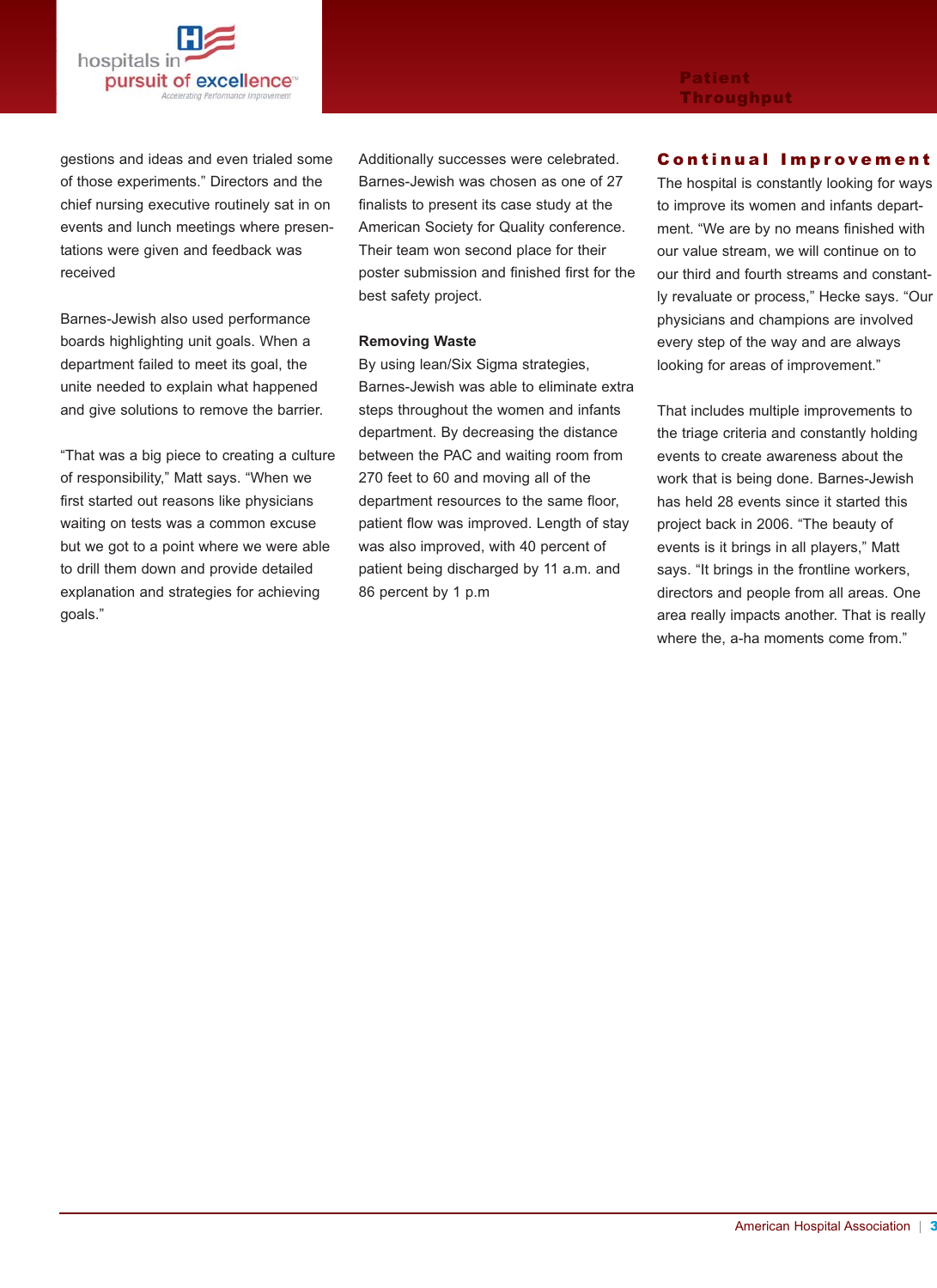gestions and ideas and even trialed some of those experiments." Directors and the chief nursing executive routinely sat in on events and lunch meetings where presentations were given and feedback was received

Barnes-Jewish also used performance boards highlighting unit goals. When a department failed to meet its goal, the unite needed to explain what happened and give solutions to remove the barrier.

"That was a big piece to creating a culture of responsibility," Matt says. "When we first started out reasons like physicians waiting on tests was a common excuse but we got to a point where we were able to drill them down and provide detailed explanation and strategies for achieving goals."

Additionally successes were celebrated. Barnes-Jewish was chosen as one of 27 finalists to present its case study at the American Society for Quality conference. Their team won second place for their poster submission and finished first for the best safety project.

**Removing Waste**

By using lean/Six Sigma strategies, Barnes-Jewish was able to eliminate extra steps throughout the women and infants department. By decreasing the distance between the PAC and waiting room from 270 feet to 60 and moving all of the department resources to the same floor, patient flow was improved. Length of stay was also improved, with 40 percent of patient being discharged by 11 a.m. and 86 percent by 1 p.m

## Continual Improvement

The hospital is constantly looking for ways to improve its women and infants department. "We are by no means finished with our value stream, we will continue on to our third and fourth streams and constantly revaluate or process," Hecke says. "Our physicians and champions are involved every step of the way and are always looking for areas of improvement."

That includes multiple improvements to the triage criteria and constantly holding events to create awareness about the work that is being done. Barnes-Jewish has held 28 events since it started this project back in 2006. "The beauty of events is it brings in all players," Matt says. "It brings in the frontline workers, directors and people from all areas. One area really impacts another. That is really where the, a-ha moments come from."